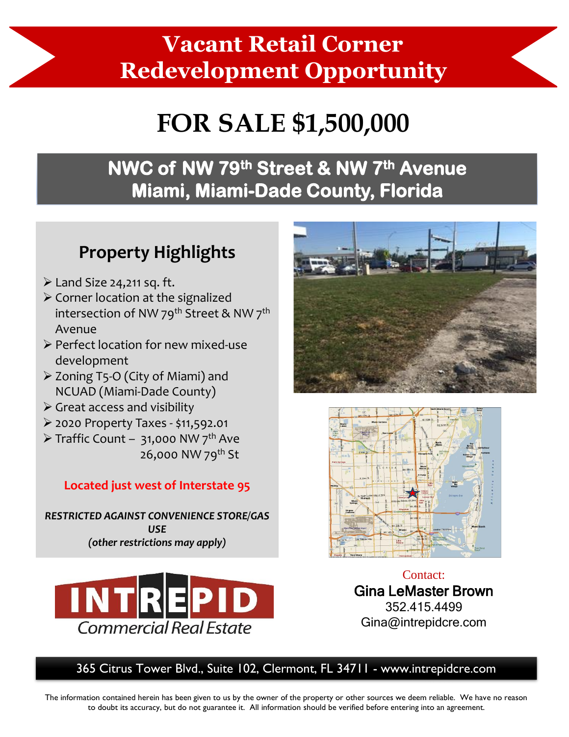# Vacant Retail Corner Redevelopment Opportunity

# FOR SALE $1,500,000

## NWC of NW 79th Street & NW 7th Avenue
## Miami, Miami-Dade County, Florida

### Property Highlights

- Land Size 24,211 sq. ft.
- Corner location at the signalized intersection of NW 79th Street & NW 7th Avenue
- Perfect location for new mixed-use development
- Zoning T5-O (City of Miami) and NCUAD (Miami-Dade County)
- Great access and visibility
- 2020 Property Taxes - $11,592.01
- Traffic Count – 31,000 NW 7th Ave
  26,000 NW 79th St

**Located just west of Interstate 95**

***RESTRICTED AGAINST CONVENIENCE STORE/GAS USE***
***(other restrictions may apply)***

INTREPID Commercial Real Estate

Contact:
**Gina LeMaster Brown**
352.415.4499
Gina@intrepidcre.com

365 Citrus Tower Blvd., Suite 102, Clermont, FL 34711 - www.intrepidcre.com

The information contained herein has been given to us by the owner of the property or other sources we deem reliable. We have no reason to doubt its accuracy, but do not guarantee it. All information should be verified before entering into an agreement.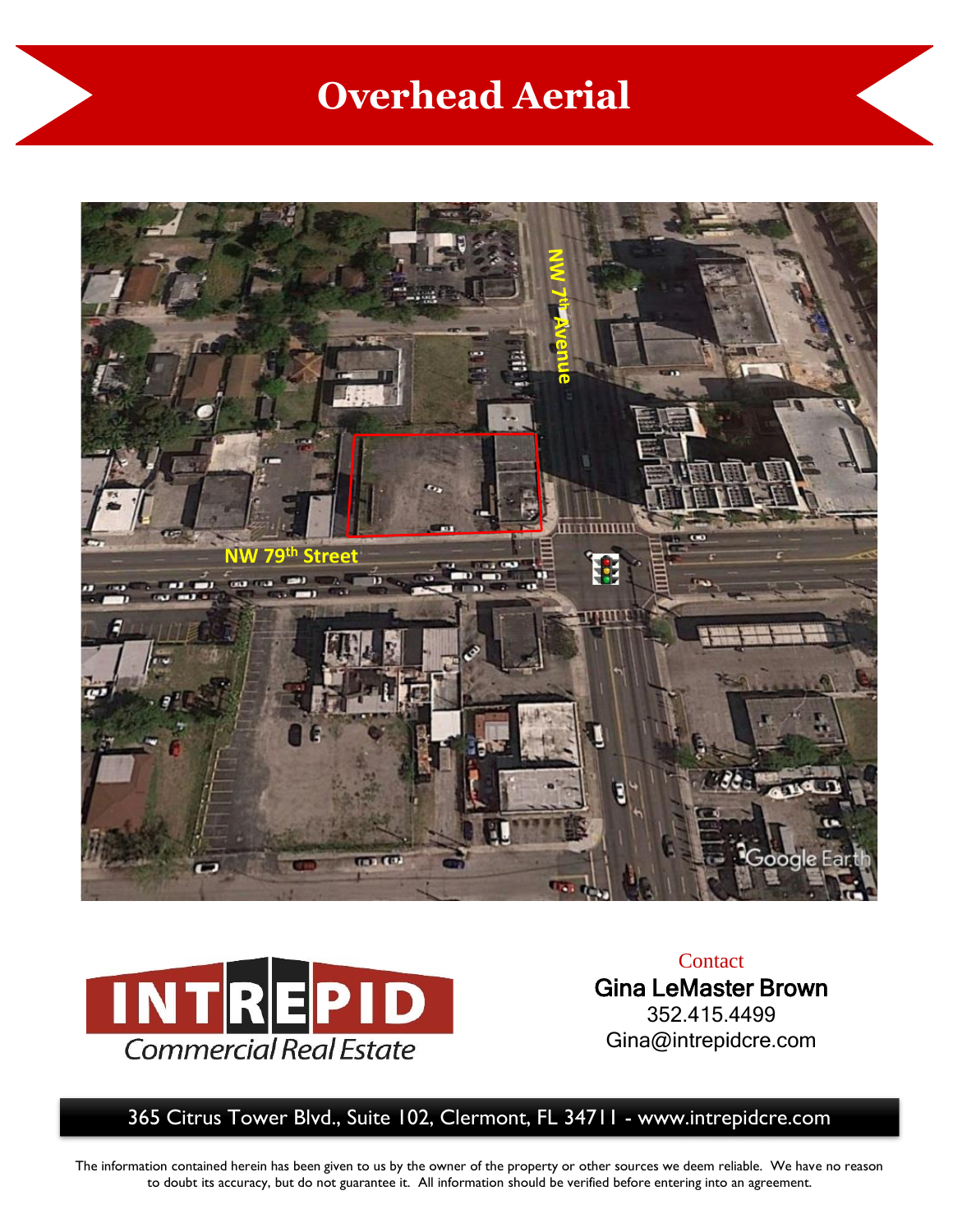# Overhead Aerial

Contact

**Gina LeMaster Brown**

352.415.4499

Gina@intrepidcre.com

365 Citrus Tower Blvd., Suite 102, Clermont, FL 34711 - www.intrepidcre.com

The information contained herein has been given to us by the owner of the property or other sources we deem reliable. We have no reason to doubt its accuracy, but do not guarantee it. All information should be verified before entering into an agreement.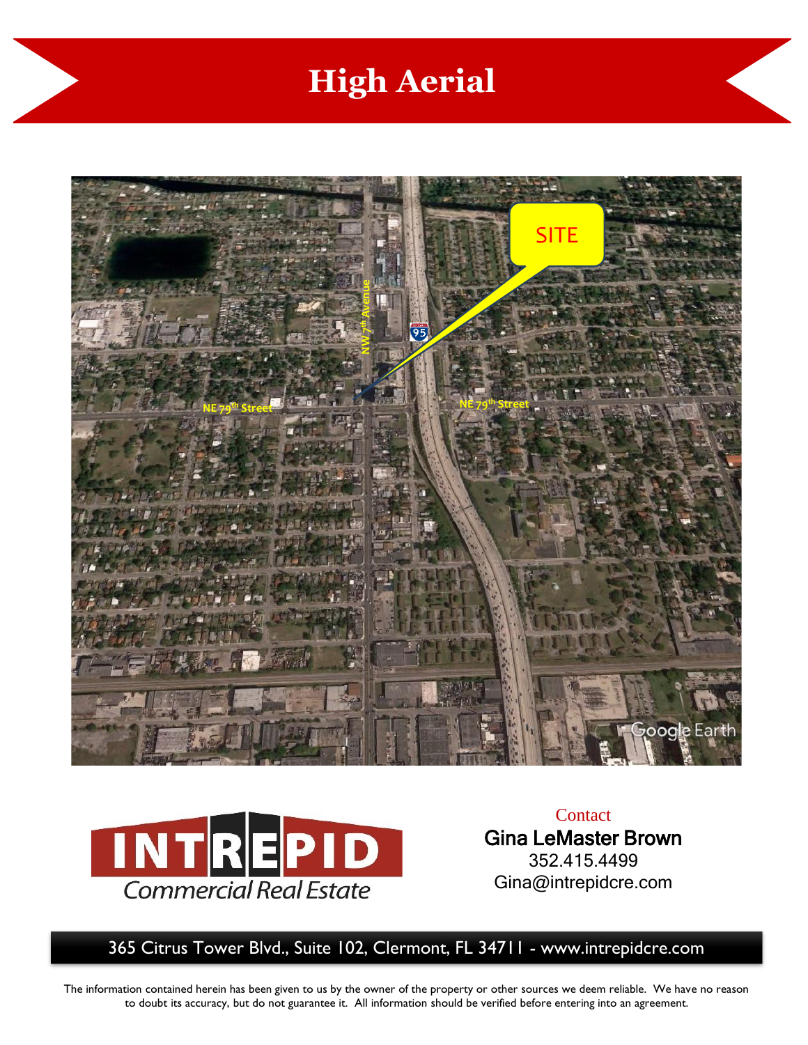# High Aerial

SITE

NW 7th Avenue

NE 79th Street

NE 79th Street

95

Google Earth

INTREPID Commercial Real Estate

Contact
**Gina LeMaster Brown**
352.415.4499
Gina@intrepidcre.com

365 Citrus Tower Blvd., Suite 102, Clermont, FL 34711 - www.intrepidcre.com

The information contained herein has been given to us by the owner of the property or other sources we deem reliable. We have no reason to doubt its accuracy, but do not guarantee it. All information should be verified before entering into an agreement.